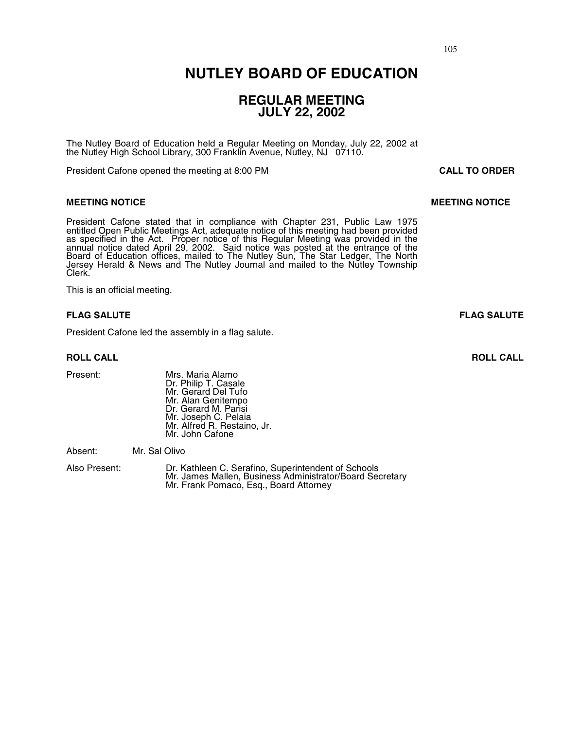# NUTLEY BOARD OF EDUCATION

## REGULAR MEETING
## JULY 22, 2002

The Nutley Board of Education held a Regular Meeting on Monday, July 22, 2002 at the Nutley High School Library, 300 Franklin Avenue, Nutley, NJ 07110.

President Cafone opened the meeting at 8:00 PM **CALL TO ORDER**

**MEETING NOTICE** **MEETING NOTICE**

President Cafone stated that in compliance with Chapter 231, Public Law 1975 entitled Open Public Meetings Act, adequate notice of this meeting had been provided as specified in the Act. Proper notice of this Regular Meeting was provided in the annual notice dated April 29, 2002. Said notice was posted at the entrance of the Board of Education offices, mailed to The Nutley Sun, The Star Ledger, The North Jersey Herald & News and The Nutley Journal and mailed to the Nutley Township Clerk.

This is an official meeting.

**FLAG SALUTE** **FLAG SALUTE**

President Cafone led the assembly in a flag salute.

**ROLL CALL** **ROLL CALL**

Present: Mrs. Maria Alamo
Dr. Philip T. Casale
Mr. Gerard Del Tufo
Mr. Alan Genitempo
Dr. Gerard M. Parisi
Mr. Joseph C. Pelaia
Mr. Alfred R. Restaino, Jr.
Mr. John Cafone

Absent: Mr. Sal Olivo

Also Present: Dr. Kathleen C. Serafino, Superintendent of Schools
Mr. James Mallen, Business Administrator/Board Secretary
Mr. Frank Pomaco, Esq., Board Attorney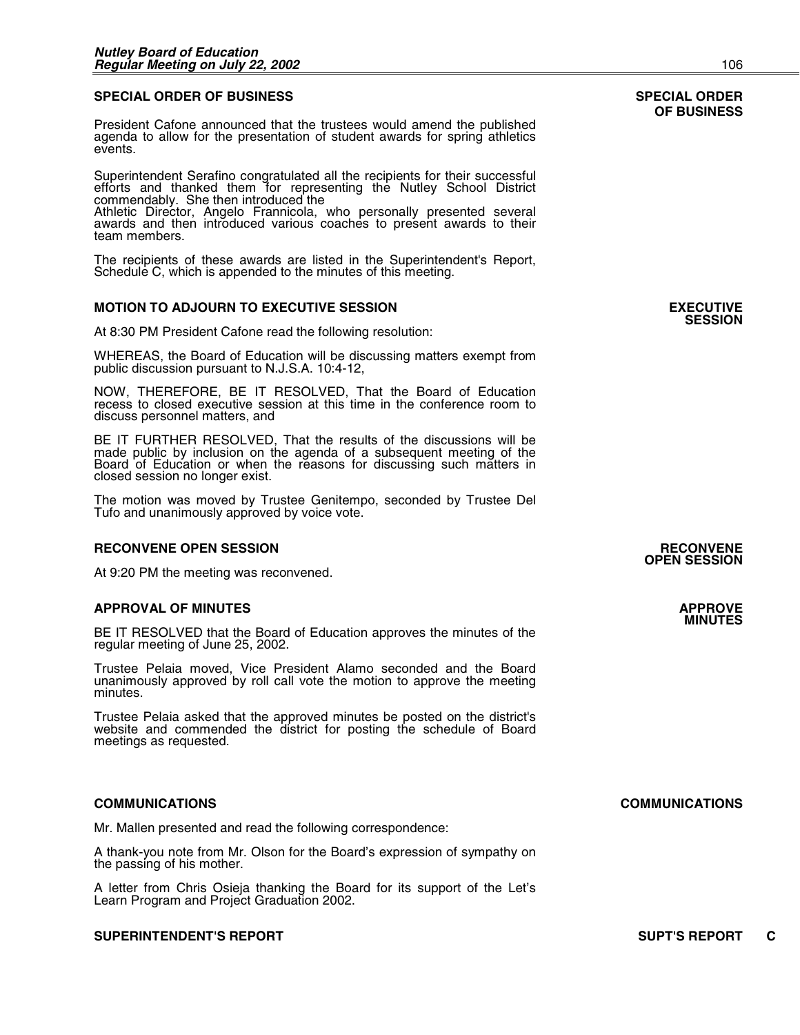## SPECIAL ORDER OF BUSINESS

**SPECIAL ORDER OF BUSINESS**

President Cafone announced that the trustees would amend the published agenda to allow for the presentation of student awards for spring athletics events.

Superintendent Serafino congratulated all the recipients for their successful efforts and thanked them for representing the Nutley School District commendably. She then introduced the Athletic Director, Angelo Frannicola, who personally presented several awards and then introduced various coaches to present awards to their team members.

The recipients of these awards are listed in the Superintendent's Report, Schedule C, which is appended to the minutes of this meeting.

## MOTION TO ADJOURN TO EXECUTIVE SESSION

**EXECUTIVE SESSION**

At 8:30 PM President Cafone read the following resolution:

WHEREAS, the Board of Education will be discussing matters exempt from public discussion pursuant to N.J.S.A. 10:4-12,

NOW, THEREFORE, BE IT RESOLVED, That the Board of Education recess to closed executive session at this time in the conference room to discuss personnel matters, and

BE IT FURTHER RESOLVED, That the results of the discussions will be made public by inclusion on the agenda of a subsequent meeting of the Board of Education or when the reasons for discussing such matters in closed session no longer exist.

The motion was moved by Trustee Genitempo, seconded by Trustee Del Tufo and unanimously approved by voice vote.

## RECONVENE OPEN SESSION

**RECONVENE OPEN SESSION**

At 9:20 PM the meeting was reconvened.

## APPROVAL OF MINUTES

**APPROVE MINUTES**

BE IT RESOLVED that the Board of Education approves the minutes of the regular meeting of June 25, 2002.

Trustee Pelaia moved, Vice President Alamo seconded and the Board unanimously approved by roll call vote the motion to approve the meeting minutes.

Trustee Pelaia asked that the approved minutes be posted on the district's website and commended the district for posting the schedule of Board meetings as requested.

## COMMUNICATIONS

**COMMUNICATIONS**

Mr. Mallen presented and read the following correspondence:

A thank-you note from Mr. Olson for the Board's expression of sympathy on the passing of his mother.

A letter from Chris Osieja thanking the Board for its support of the Let's Learn Program and Project Graduation 2002.

## SUPERINTENDENT'S REPORT

**SUPT'S REPORT C**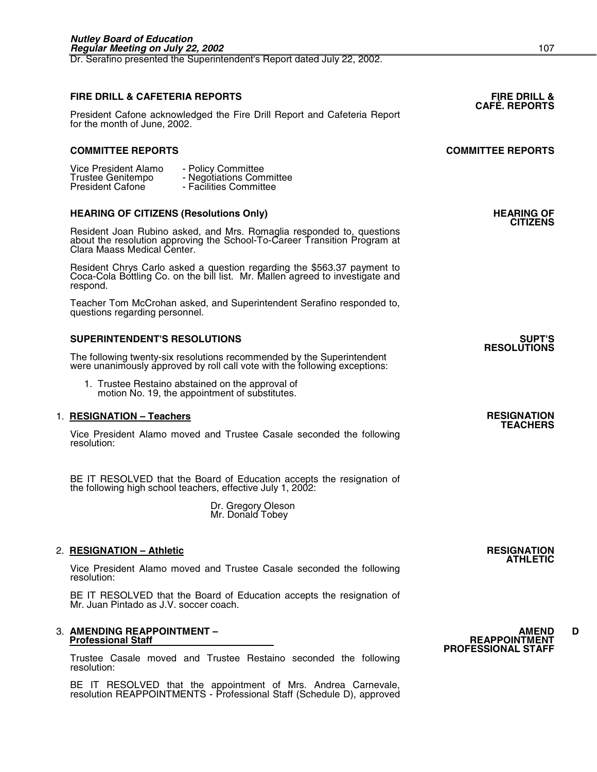Dr. Serafino presented the Superintendent's Report dated July 22, 2002.

### FIRE DRILL & CAFETERIA REPORTS

**FIRE DRILL & CAFÉ. REPORTS**

President Cafone acknowledged the Fire Drill Report and Cafeteria Report for the month of June, 2002.

### COMMITTEE REPORTS

**COMMITTEE REPORTS**

Vice President Alamo - Policy Committee
Trustee Genitempo - Negotiations Committee
President Cafone - Facilities Committee

### HEARING OF CITIZENS (Resolutions Only)

**HEARING OF CITIZENS**

Resident Joan Rubino asked, and Mrs. Romaglia responded to, questions about the resolution approving the School-To-Career Transition Program at Clara Maass Medical Center.

Resident Chrys Carlo asked a question regarding the $563.37 payment to Coca-Cola Bottling Co. on the bill list. Mr. Mallen agreed to investigate and respond.

Teacher Tom McCrohan asked, and Superintendent Serafino responded to, questions regarding personnel.

### SUPERINTENDENT'S RESOLUTIONS

**SUPT'S RESOLUTIONS**

The following twenty-six resolutions recommended by the Superintendent were unanimously approved by roll call vote with the following exceptions:

1. Trustee Restaino abstained on the approval of motion No. 19, the appointment of substitutes.

1. **RESIGNATION – Teachers**

**RESIGNATION TEACHERS**

Vice President Alamo moved and Trustee Casale seconded the following resolution:

BE IT RESOLVED that the Board of Education accepts the resignation of the following high school teachers, effective July 1, 2002:

Dr. Gregory Oleson
Mr. Donald Tobey

2. **RESIGNATION – Athletic**

**RESIGNATION ATHLETIC**

Vice President Alamo moved and Trustee Casale seconded the following resolution:

BE IT RESOLVED that the Board of Education accepts the resignation of Mr. Juan Pintado as J.V. soccer coach.

3. **AMENDING REAPPOINTMENT – Professional Staff**

**AMENDED REAPPOINTMENT PROFESSIONAL STAFF**

Trustee Casale moved and Trustee Restaino seconded the following resolution:

BE IT RESOLVED that the appointment of Mrs. Andrea Carnevale, resolution REAPPOINTMENTS - Professional Staff (Schedule D), approved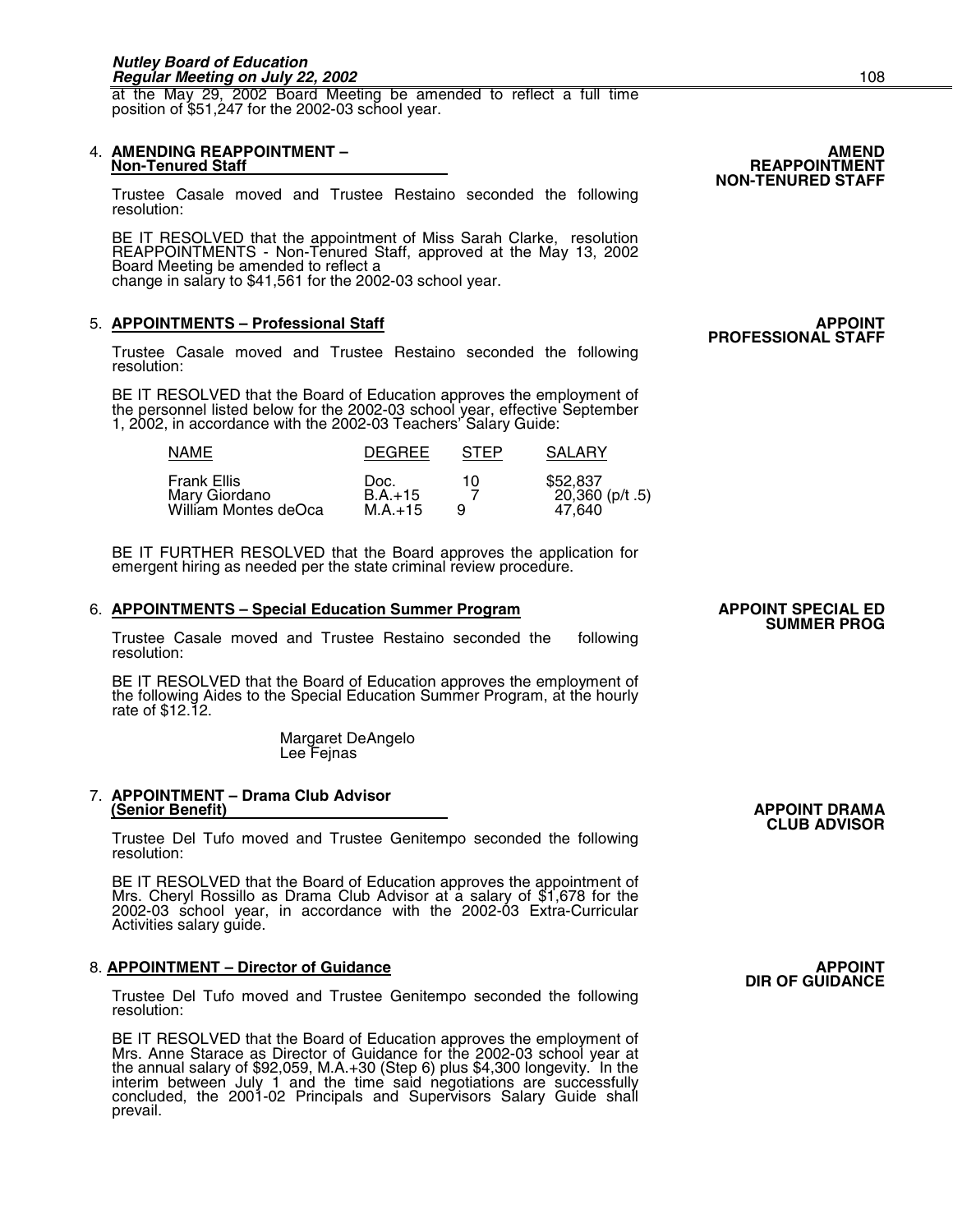at the May 29, 2002 Board Meeting be amended to reflect a full time position of $51,247 for the 2002-03 school year.

4. **AMENDING REAPPOINTMENT – Non-Tenured Staff**

**AMEND REAPPOINTMENT NON-TENURED STAFF**

Trustee Casale moved and Trustee Restaino seconded the following resolution:

BE IT RESOLVED that the appointment of Miss Sarah Clarke, resolution REAPPOINTMENTS - Non-Tenured Staff, approved at the May 13, 2002 Board Meeting be amended to reflect a change in salary to $41,561 for the 2002-03 school year.

5. **APPOINTMENTS – Professional Staff**

**APPOINT PROFESSIONAL STAFF**

Trustee Casale moved and Trustee Restaino seconded the following resolution:

BE IT RESOLVED that the Board of Education approves the employment of the personnel listed below for the 2002-03 school year, effective September 1, 2002, in accordance with the 2002-03 Teachers' Salary Guide:

| NAME | DEGREE | STEP | SALARY |
|---|---|---|---|
| Frank Ellis | Doc. | 10 | $52,837 |
| Mary Giordano | B.A.+15 | 7 | 20,360 (p/t .5) |
| William Montes deOca | M.A.+15 | 9 | 47,640 |

BE IT FURTHER RESOLVED that the Board approves the application for emergent hiring as needed per the state criminal review procedure.

6. **APPOINTMENTS – Special Education Summer Program**

**APPOINT SPECIAL ED SUMMER PROG**

Trustee Casale moved and Trustee Restaino seconded the following resolution:

BE IT RESOLVED that the Board of Education approves the employment of the following Aides to the Special Education Summer Program, at the hourly rate of $12.12.

Margaret DeAngelo
Lee Fejnas

7. **APPOINTMENT – Drama Club Advisor (Senior Benefit)**

**APPOINT DRAMA CLUB ADVISOR**

Trustee Del Tufo moved and Trustee Genitempo seconded the following resolution:

BE IT RESOLVED that the Board of Education approves the appointment of Mrs. Cheryl Rossillo as Drama Club Advisor at a salary of $1,678 for the 2002-03 school year, in accordance with the 2002-03 Extra-Curricular Activities salary guide.

8. **APPOINTMENT – Director of Guidance**

**APPOINT DIR OF GUIDANCE**

Trustee Del Tufo moved and Trustee Genitempo seconded the following resolution:

BE IT RESOLVED that the Board of Education approves the employment of Mrs. Anne Starace as Director of Guidance for the 2002-03 school year at the annual salary of $92,059, M.A.+30 (Step 6) plus $4,300 longevity. In the interim between July 1 and the time said negotiations are successfully concluded, the 2001-02 Principals and Supervisors Salary Guide shall prevail.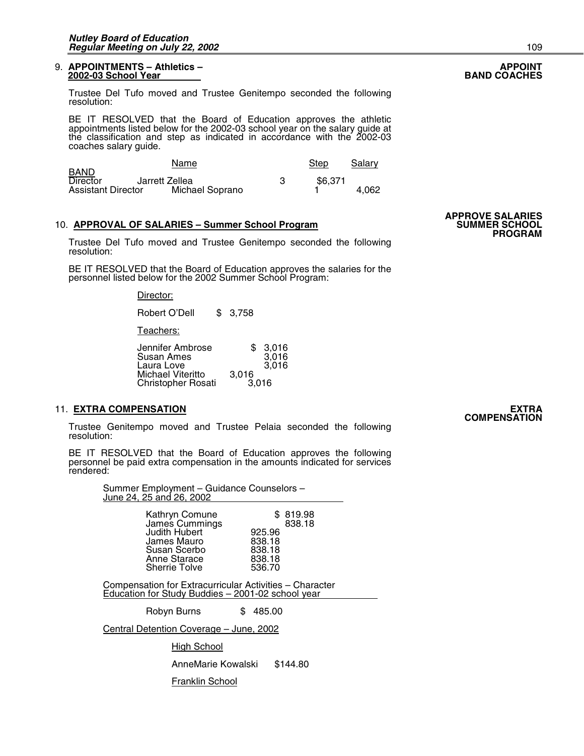## 9. APPOINTMENTS – Athletics – 2002-03 School Year

**APPOINT BAND COACHES**

Trustee Del Tufo moved and Trustee Genitempo seconded the following resolution:

BE IT RESOLVED that the Board of Education approves the athletic appointments listed below for the 2002-03 school year on the salary guide at the classification and step as indicated in accordance with the 2002-03 coaches salary guide.

| | Name | Step | Salary |
|---|---|---|---|
| BAND | | | |
| Director | Jarrett Zellea | 3 | $6,371 |
| Assistant Director | Michael Soprano | 1 | 4,062 |

## 10. APPROVAL OF SALARIES – Summer School Program

**APPROVE SALARIES SUMMER SCHOOL PROGRAM**

Trustee Del Tufo moved and Trustee Genitempo seconded the following resolution:

BE IT RESOLVED that the Board of Education approves the salaries for the personnel listed below for the 2002 Summer School Program:

Director:

| Name | Salary |
|---|---|
| Robert O'Dell | $ 3,758 |

Teachers:

| Name | Salary |
|---|---|
| Jennifer Ambrose | $ 3,016 |
| Susan Ames | 3,016 |
| Laura Love | 3,016 |
| Michael Viteritto | 3,016 |
| Christopher Rosati | 3,016 |

## 11. EXTRA COMPENSATION

**EXTRA COMPENSATION**

Trustee Genitempo moved and Trustee Pelaia seconded the following resolution:

BE IT RESOLVED that the Board of Education approves the following personnel be paid extra compensation in the amounts indicated for services rendered:

Summer Employment – Guidance Counselors – June 24, 25 and 26, 2002

| Name | Amount |
|---|---|
| Kathryn Comune | $ 819.98 |
| James Cummings | 838.18 |
| Judith Hubert | 925.96 |
| James Mauro | 838.18 |
| Susan Scerbo | 838.18 |
| Anne Starace | 838.18 |
| Sherrie Tolve | 536.70 |

Compensation for Extracurricular Activities – Character Education for Study Buddies – 2001-02 school year

| Name | Amount |
|---|---|
| Robyn Burns | $ 485.00 |

Central Detention Coverage – June, 2002

High School

| Name | Amount |
|---|---|
| AnneMarie Kowalski | $144.80 |

Franklin School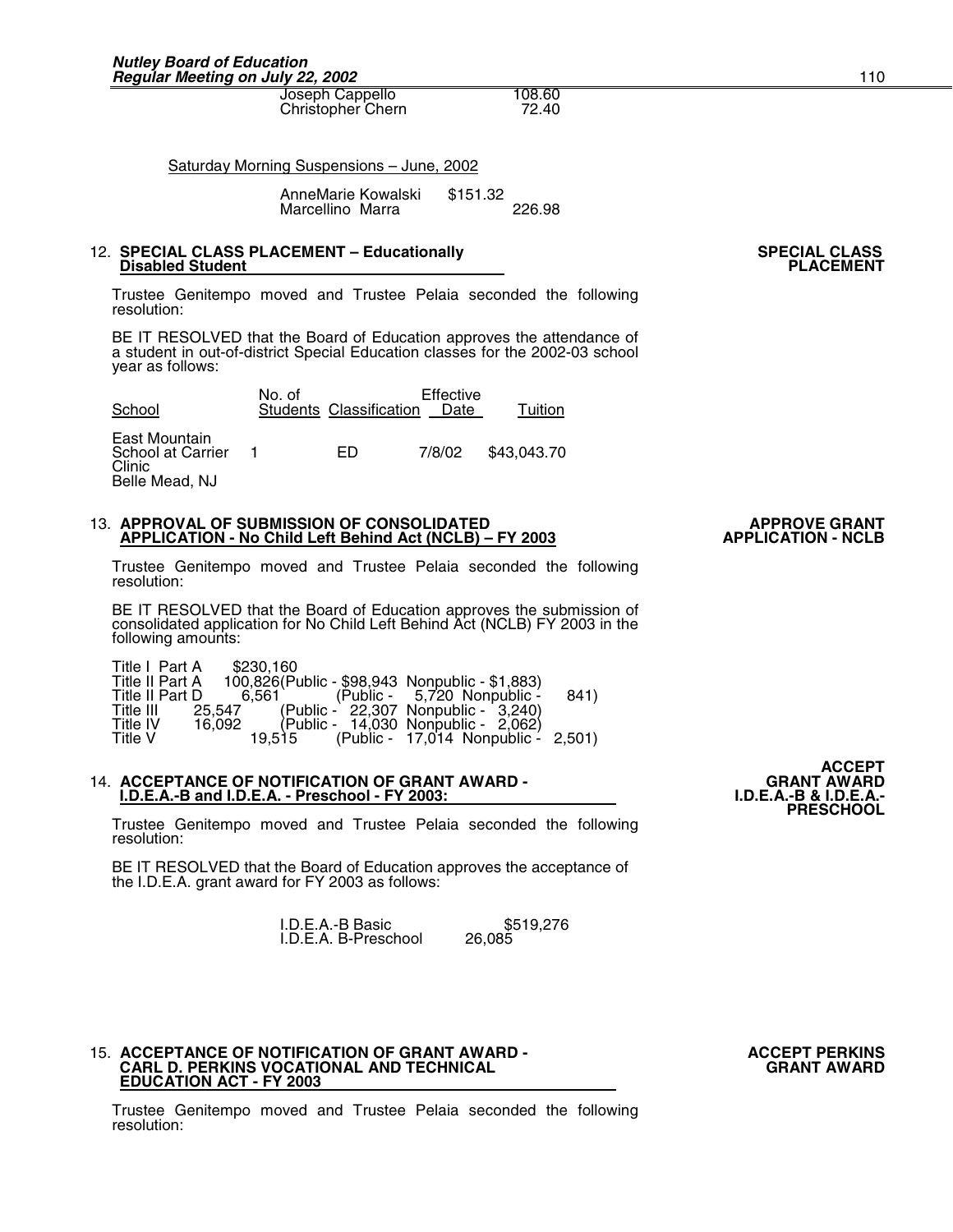| | |
|---|---|
| Joseph Cappello | 108.60 |
| Christopher Chern | 72.40 |

Saturday Morning Suspensions – June, 2002

| | |
|---|---|
| AnneMarie Kowalski | $151.32 |
| Marcellino Marra | 226.98 |

12. **SPECIAL CLASS PLACEMENT – Educationally Disabled Student**

**SPECIAL CLASS PLACEMENT**

Trustee Genitempo moved and Trustee Pelaia seconded the following resolution:

BE IT RESOLVED that the Board of Education approves the attendance of a student in out-of-district Special Education classes for the 2002-03 school year as follows:

| School | No. of Students | Classification | Effective Date | Tuition |
|---|---|---|---|---|
| East Mountain School at Carrier Clinic Belle Mead, NJ | 1 | ED | 7/8/02 | $43,043.70 |

13. **APPROVAL OF SUBMISSION OF CONSOLIDATED APPLICATION - No Child Left Behind Act (NCLB) – FY 2003**

**APPROVE GRANT APPLICATION - NCLB**

Trustee Genitempo moved and Trustee Pelaia seconded the following resolution:

BE IT RESOLVED that the Board of Education approves the submission of consolidated application for No Child Left Behind Act (NCLB) FY 2003 in the following amounts:

| | | |
|---|---|---|
| Title I Part A | $230,160 | |
| Title II Part A | 100,826 | (Public - $98,943 Nonpublic - $1,883) |
| Title II Part D | 6,561 | (Public - 5,720 Nonpublic - 841) |
| Title III | 25,547 | (Public - 22,307 Nonpublic - 3,240) |
| Title IV | 16,092 | (Public - 14,030 Nonpublic - 2,062) |
| Title V | 19,515 | (Public - 17,014 Nonpublic - 2,501) |

14. **ACCEPTANCE OF NOTIFICATION OF GRANT AWARD - I.D.E.A.-B and I.D.E.A. - Preschool - FY 2003:**

**ACCEPT GRANT AWARD I.D.E.A.-B & I.D.E.A.-PRESCHOOL**

Trustee Genitempo moved and Trustee Pelaia seconded the following resolution:

BE IT RESOLVED that the Board of Education approves the acceptance of the I.D.E.A. grant award for FY 2003 as follows:

| | |
|---|---|
| I.D.E.A.-B Basic | $519,276 |
| I.D.E.A. B-Preschool | 26,085 |

15. **ACCEPTANCE OF NOTIFICATION OF GRANT AWARD - CARL D. PERKINS VOCATIONAL AND TECHNICAL EDUCATION ACT - FY 2003**

**ACCEPT PERKINS GRANT AWARD**

Trustee Genitempo moved and Trustee Pelaia seconded the following resolution: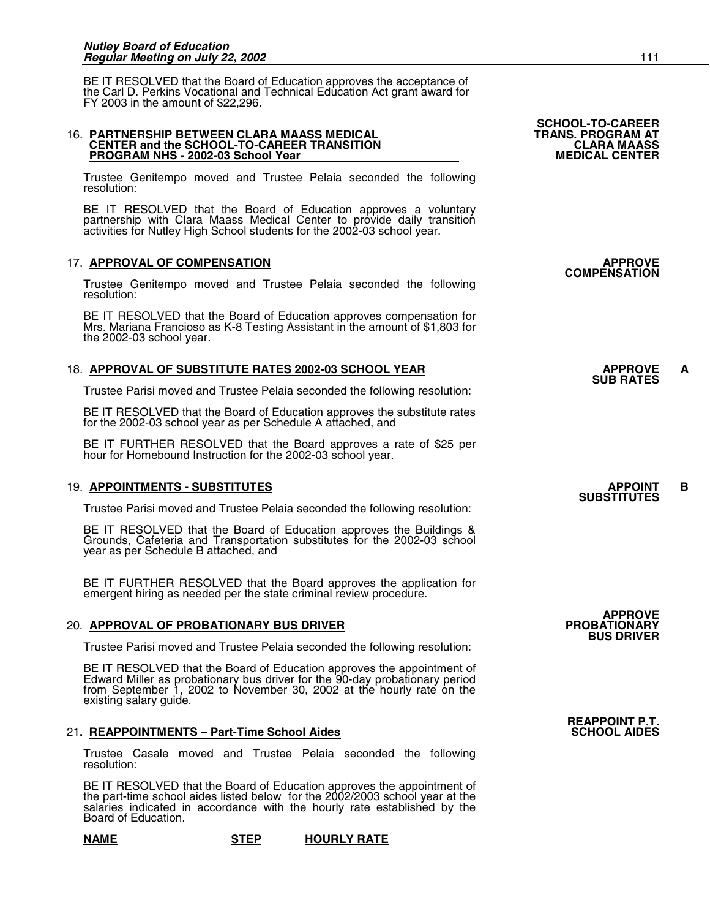BE IT RESOLVED that the Board of Education approves the acceptance of the Carl D. Perkins Vocational and Technical Education Act grant award for FY 2003 in the amount of $22,296.

**SCHOOL-TO-CAREER TRANS. PROGRAM AT CLARA MAASS MEDICAL CENTER**

16. **PARTNERSHIP BETWEEN CLARA MAASS MEDICAL CENTER and the SCHOOL-TO-CAREER TRANSITION PROGRAM NHS - 2002-03 School Year**

Trustee Genitempo moved and Trustee Pelaia seconded the following resolution:

BE IT RESOLVED that the Board of Education approves a voluntary partnership with Clara Maass Medical Center to provide daily transition activities for Nutley High School students for the 2002-03 school year.

17. **APPROVAL OF COMPENSATION**

**APPROVE COMPENSATION**

Trustee Genitempo moved and Trustee Pelaia seconded the following resolution:

BE IT RESOLVED that the Board of Education approves compensation for Mrs. Mariana Francioso as K-8 Testing Assistant in the amount of $1,803 for the 2002-03 school year.

18. **APPROVAL OF SUBSTITUTE RATES 2002-03 SCHOOL YEAR**

**APPROVE SUB RATES** **A**

Trustee Parisi moved and Trustee Pelaia seconded the following resolution:

BE IT RESOLVED that the Board of Education approves the substitute rates for the 2002-03 school year as per Schedule A attached, and

BE IT FURTHER RESOLVED that the Board approves a rate of $25 per hour for Homebound Instruction for the 2002-03 school year.

19. **APPOINTMENTS - SUBSTITUTES**

**APPOINT SUBSTITUTES** **B**

Trustee Parisi moved and Trustee Pelaia seconded the following resolution:

BE IT RESOLVED that the Board of Education approves the Buildings & Grounds, Cafeteria and Transportation substitutes for the 2002-03 school year as per Schedule B attached, and

BE IT FURTHER RESOLVED that the Board approves the application for emergent hiring as needed per the state criminal review procedure.

**APPROVE PROBATIONARY BUS DRIVER**

20. **APPROVAL OF PROBATIONARY BUS DRIVER**

Trustee Parisi moved and Trustee Pelaia seconded the following resolution:

BE IT RESOLVED that the Board of Education approves the appointment of Edward Miller as probationary bus driver for the 90-day probationary period from September 1, 2002 to November 30, 2002 at the hourly rate on the existing salary guide.

**REAPPOINT P.T. SCHOOL AIDES**

21. **REAPPOINTMENTS – Part-Time School Aides**

Trustee Casale moved and Trustee Pelaia seconded the following resolution:

BE IT RESOLVED that the Board of Education approves the appointment of the part-time school aides listed below for the 2002/2003 school year at the salaries indicated in accordance with the hourly rate established by the Board of Education.

| NAME | STEP | HOURLY RATE |
|---|---|---|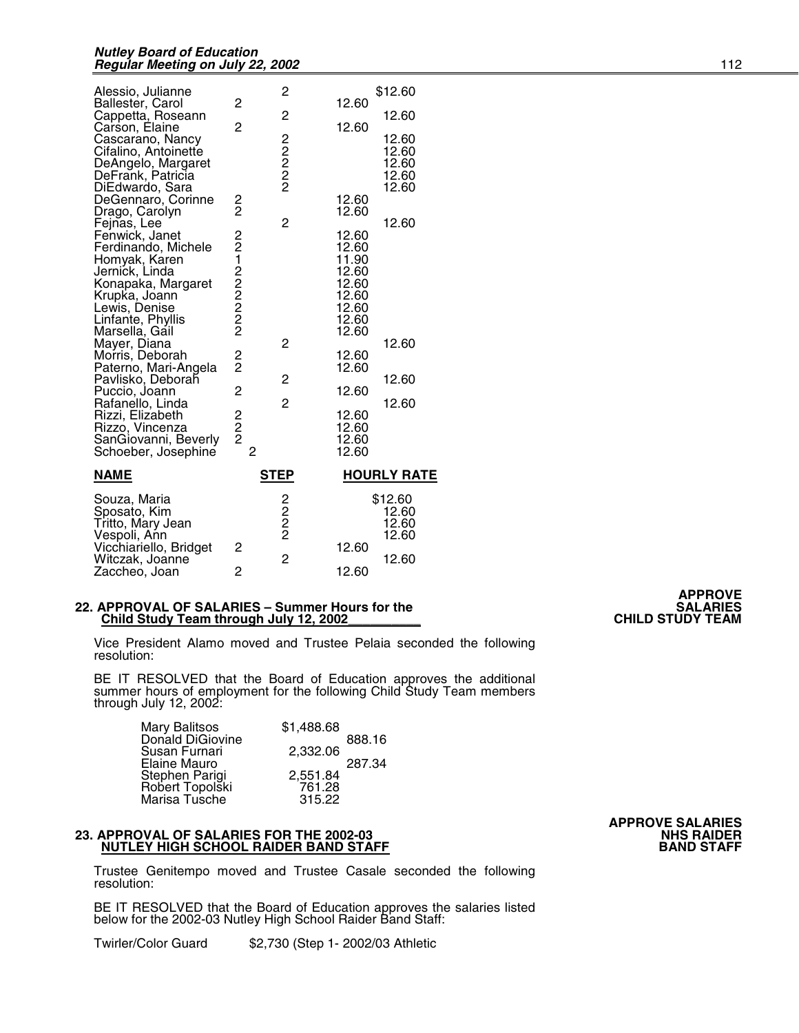| Name | Step | | Hourly Rate | |
|---|---|---|---|---|
| Alessio, Julianne | | 2 | | $12.60 |
| Ballester, Carol | 2 | | 12.60 | |
| Cappetta, Roseann | | 2 | | 12.60 |
| Carson, Elaine | 2 | | 12.60 | |
| Cascarano, Nancy | | 2 | | 12.60 |
| Cifalino, Antoinette | | 2 | | 12.60 |
| DeAngelo, Margaret | | 2 | | 12.60 |
| DeFrank, Patricia | | 2 | | 12.60 |
| DiEdwardo, Sara | | 2 | | 12.60 |
| DeGennaro, Corinne | 2 | | 12.60 | |
| Drago, Carolyn | 2 | | 12.60 | |
| Fejnas, Lee | | 2 | | 12.60 |
| Fenwick, Janet | 2 | | 12.60 | |
| Ferdinando, Michele | 2 | | 12.60 | |
| Homyak, Karen | 1 | | 11.90 | |
| Jernick, Linda | 2 | | 12.60 | |
| Konapaka, Margaret | 2 | | 12.60 | |
| Krupka, Joann | 2 | | 12.60 | |
| Lewis, Denise | 2 | | 12.60 | |
| Linfante, Phyllis | 2 | | 12.60 | |
| Marsella, Gail | 2 | | 12.60 | |
| Mayer, Diana | | 2 | | 12.60 |
| Morris, Deborah | 2 | | 12.60 | |
| Paterno, Mari-Angela | 2 | | 12.60 | |
| Pavlisko, Deborah | | 2 | | 12.60 |
| Puccio, Joann | 2 | | 12.60 | |
| Rafanello, Linda | | 2 | | 12.60 |
| Rizzi, Elizabeth | 2 | | 12.60 | |
| Rizzo, Vincenza | 2 | | 12.60 | |
| SanGiovanni, Beverly | 2 | | 12.60 | |
| Schoeber, Josephine | 2 | | 12.60 | |

| **NAME** | **STEP** | | **HOURLY RATE** | |
|---|---|---|---|---|
| Souza, Maria | | 2 | | $12.60 |
| Sposato, Kim | | 2 | | 12.60 |
| Tritto, Mary Jean | | 2 | | 12.60 |
| Vespoli, Ann | | 2 | | 12.60 |
| Vicchiariello, Bridget | 2 | | 12.60 | |
| Witczak, Joanne | | 2 | | 12.60 |
| Zaccheo, Joan | 2 | | 12.60 | |

**APPROVE SALARIES CHILD STUDY TEAM**

### 22. APPROVAL OF SALARIES – Summer Hours for the Child Study Team through July 12, 2002

Vice President Alamo moved and Trustee Pelaia seconded the following resolution:

BE IT RESOLVED that the Board of Education approves the additional summer hours of employment for the following Child Study Team members through July 12, 2002:

| | | |
|---|---|---|
| Mary Balitsos | $1,488.68 | |
| Donald DiGiovine | | 888.16 |
| Susan Furnari | 2,332.06 | |
| Elaine Mauro | | 287.34 |
| Stephen Parigi | 2,551.84 | |
| Robert Topolski | 761.28 | |
| Marisa Tusche | 315.22 | |

**APPROVE SALARIES NHS RAIDER BAND STAFF**

### 23. APPROVAL OF SALARIES FOR THE 2002-03 NUTLEY HIGH SCHOOL RAIDER BAND STAFF

Trustee Genitempo moved and Trustee Casale seconded the following resolution:

BE IT RESOLVED that the Board of Education approves the salaries listed below for the 2002-03 Nutley High School Raider Band Staff:

Twirler/Color Guard $2,730 (Step 1- 2002/03 Athletic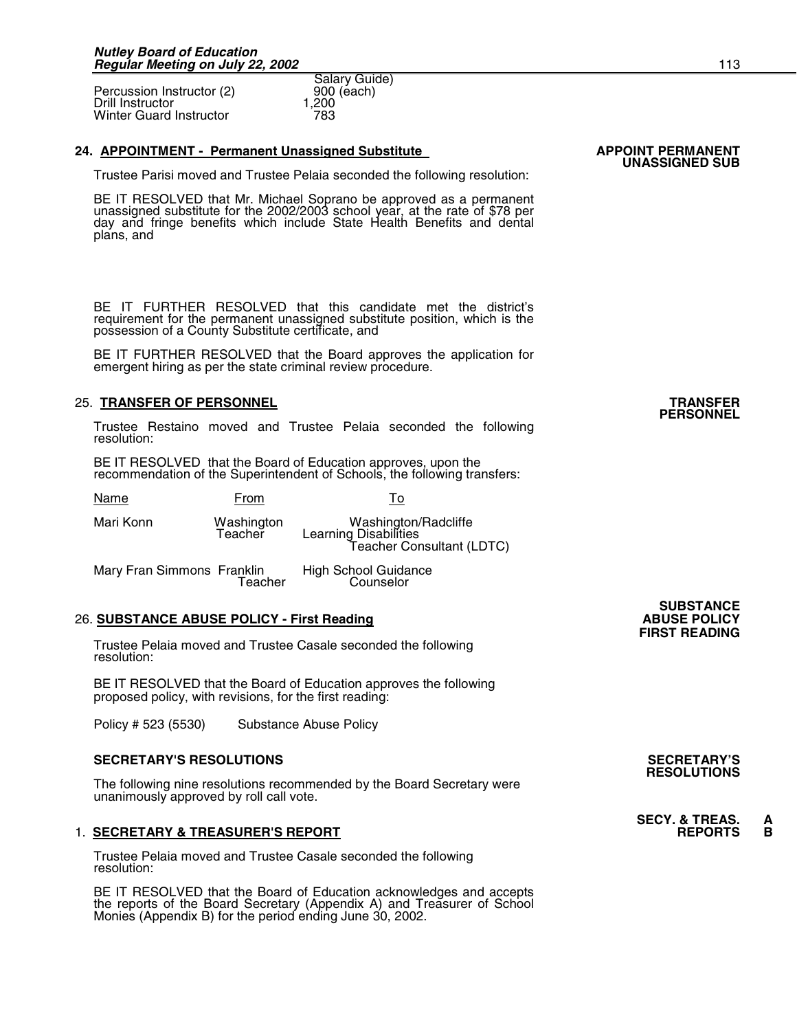| | Salary Guide) |
|---|---|
| Percussion Instructor (2) | 900 (each) |
| Drill Instructor | 1,200 |
| Winter Guard Instructor | 783 |

**24. APPOINTMENT - Permanent Unassigned Substitute** **APPOINT PERMANENT UNASSIGNED SUB**

Trustee Parisi moved and Trustee Pelaia seconded the following resolution:

BE IT RESOLVED that Mr. Michael Soprano be approved as a permanent unassigned substitute for the 2002/2003 school year, at the rate of $78 per day and fringe benefits which include State Health Benefits and dental plans, and

BE IT FURTHER RESOLVED that this candidate met the district's requirement for the permanent unassigned substitute position, which is the possession of a County Substitute certificate, and

BE IT FURTHER RESOLVED that the Board approves the application for emergent hiring as per the state criminal review procedure.

25. **TRANSFER OF PERSONNEL** **TRANSFER PERSONNEL**

Trustee Restaino moved and Trustee Pelaia seconded the following resolution:

BE IT RESOLVED that the Board of Education approves, upon the recommendation of the Superintendent of Schools, the following transfers:

| Name | From | To |
|---|---|---|
| Mari Konn | Washington Teacher | Washington/Radcliffe Learning Disabilities Teacher Consultant (LDTC) |
| Mary Fran Simmons | Franklin Teacher | High School Guidance Counselor |

26. **SUBSTANCE ABUSE POLICY - First Reading** **SUBSTANCE ABUSE POLICY FIRST READING**

Trustee Pelaia moved and Trustee Casale seconded the following resolution:

BE IT RESOLVED that the Board of Education approves the following proposed policy, with revisions, for the first reading:

Policy # 523 (5530) Substance Abuse Policy

**SECRETARY'S RESOLUTIONS** **SECRETARY'S RESOLUTIONS**

The following nine resolutions recommended by the Board Secretary were unanimously approved by roll call vote.

1. **SECRETARY & TREASURER'S REPORT** **SECY. & TREAS. REPORTS A B**

Trustee Pelaia moved and Trustee Casale seconded the following resolution:

BE IT RESOLVED that the Board of Education acknowledges and accepts the reports of the Board Secretary (Appendix A) and Treasurer of School Monies (Appendix B) for the period ending June 30, 2002.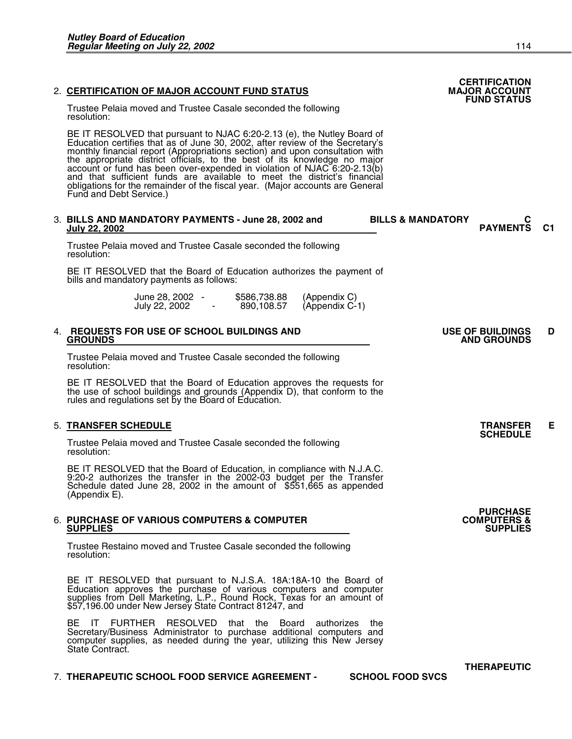2. **CERTIFICATION OF MAJOR ACCOUNT FUND STATUS**

**CERTIFICATION MAJOR ACCOUNT FUND STATUS**

Trustee Pelaia moved and Trustee Casale seconded the following resolution:

BE IT RESOLVED that pursuant to NJAC 6:20-2.13 (e), the Nutley Board of Education certifies that as of June 30, 2002, after review of the Secretary's monthly financial report (Appropriations section) and upon consultation with the appropriate district officials, to the best of its knowledge no major account or fund has been over-expended in violation of NJAC 6:20-2.13(b) and that sufficient funds are available to meet the district's financial obligations for the remainder of the fiscal year. (Major accounts are General Fund and Debt Service.)

3. **BILLS AND MANDATORY PAYMENTS - June 28, 2002 and July 22, 2002**

**BILLS & MANDATORY PAYMENTS C C1**

Trustee Pelaia moved and Trustee Casale seconded the following resolution:

BE IT RESOLVED that the Board of Education authorizes the payment of bills and mandatory payments as follows:

| | | |
|---|---|---|
| June 28, 2002 - | $586,738.88 | (Appendix C) |
| July 22, 2002 - | 890,108.57 | (Appendix C-1) |

4. **REQUESTS FOR USE OF SCHOOL BUILDINGS AND GROUNDS**

**USE OF BUILDINGS AND GROUNDS D**

Trustee Pelaia moved and Trustee Casale seconded the following resolution:

BE IT RESOLVED that the Board of Education approves the requests for the use of school buildings and grounds (Appendix D), that conform to the rules and regulations set by the Board of Education.

5. **TRANSFER SCHEDULE**

**TRANSFER SCHEDULE E**

Trustee Pelaia moved and Trustee Casale seconded the following resolution:

BE IT RESOLVED that the Board of Education, in compliance with N.J.A.C. 9:20-2 authorizes the transfer in the 2002-03 budget per the Transfer Schedule dated June 28, 2002 in the amount of $551,665 as appended (Appendix E).

6. **PURCHASE OF VARIOUS COMPUTERS & COMPUTER SUPPLIES**

**PURCHASE COMPUTERS & SUPPLIES**

Trustee Restaino moved and Trustee Casale seconded the following resolution:

BE IT RESOLVED that pursuant to N.J.S.A. 18A:18A-10 the Board of Education approves the purchase of various computers and computer supplies from Dell Marketing, L.P., Round Rock, Texas for an amount of $57,196.00 under New Jersey State Contract 81247, and

BE IT FURTHER RESOLVED that the Board authorizes the Secretary/Business Administrator to purchase additional computers and computer supplies, as needed during the year, utilizing this New Jersey State Contract.

7. **THERAPEUTIC SCHOOL FOOD SERVICE AGREEMENT -**

**THERAPEUTIC SCHOOL FOOD SVCS**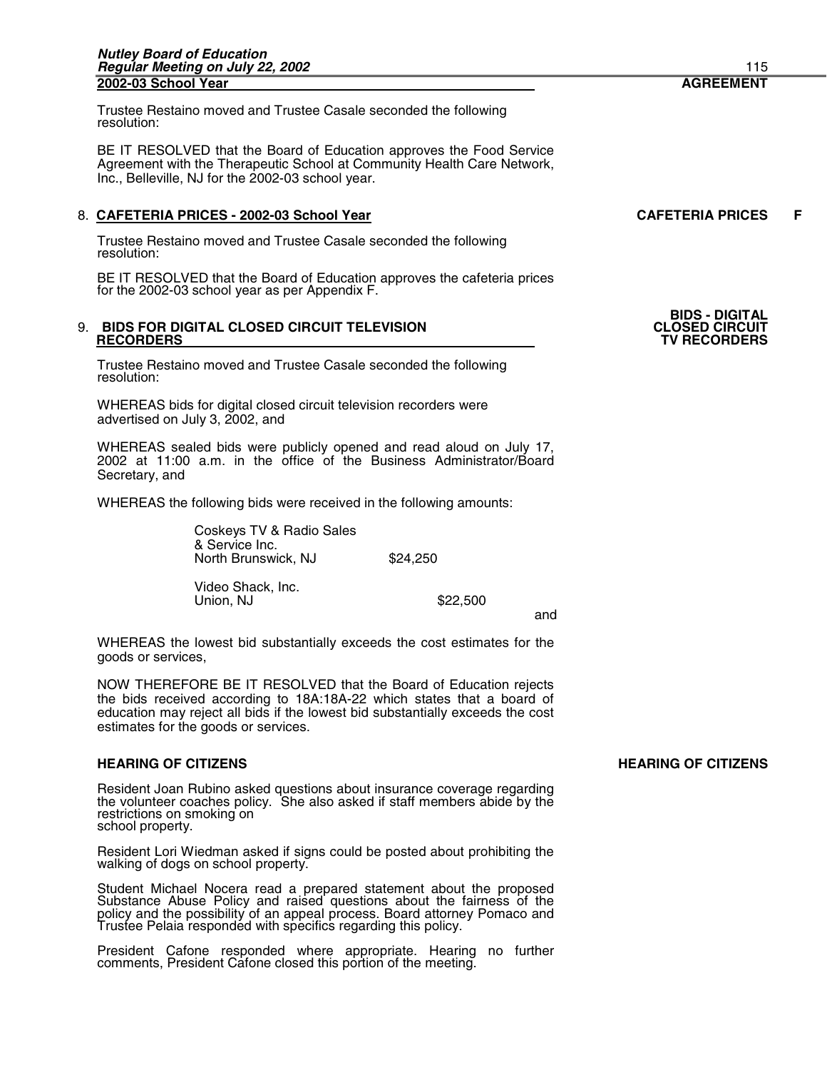**2002-03 School Year** **AGREEMENT**

Trustee Restaino moved and Trustee Casale seconded the following resolution:

BE IT RESOLVED that the Board of Education approves the Food Service Agreement with the Therapeutic School at Community Health Care Network, Inc., Belleville, NJ for the 2002-03 school year.

8. **CAFETERIA PRICES - 2002-03 School Year** **CAFETERIA PRICES F**

Trustee Restaino moved and Trustee Casale seconded the following resolution:

BE IT RESOLVED that the Board of Education approves the cafeteria prices for the 2002-03 school year as per Appendix F.

9. **BIDS FOR DIGITAL CLOSED CIRCUIT TELEVISION RECORDERS** **BIDS - DIGITAL CLOSED CIRCUIT TV RECORDERS**

Trustee Restaino moved and Trustee Casale seconded the following resolution:

WHEREAS bids for digital closed circuit television recorders were advertised on July 3, 2002, and

WHEREAS sealed bids were publicly opened and read aloud on July 17, 2002 at 11:00 a.m. in the office of the Business Administrator/Board Secretary, and

WHEREAS the following bids were received in the following amounts:

| | |
|---|---|
| Coskeys TV & Radio Sales & Service Inc. North Brunswick, NJ | $24,250 |
| Video Shack, Inc. Union, NJ | $22,500 |

and

WHEREAS the lowest bid substantially exceeds the cost estimates for the goods or services,

NOW THEREFORE BE IT RESOLVED that the Board of Education rejects the bids received according to 18A:18A-22 which states that a board of education may reject all bids if the lowest bid substantially exceeds the cost estimates for the goods or services.

**HEARING OF CITIZENS** **HEARING OF CITIZENS**

Resident Joan Rubino asked questions about insurance coverage regarding the volunteer coaches policy. She also asked if staff members abide by the restrictions on smoking on school property.

Resident Lori Wiedman asked if signs could be posted about prohibiting the walking of dogs on school property.

Student Michael Nocera read a prepared statement about the proposed Substance Abuse Policy and raised questions about the fairness of the policy and the possibility of an appeal process. Board attorney Pomaco and Trustee Pelaia responded with specifics regarding this policy.

President Cafone responded where appropriate. Hearing no further comments, President Cafone closed this portion of the meeting.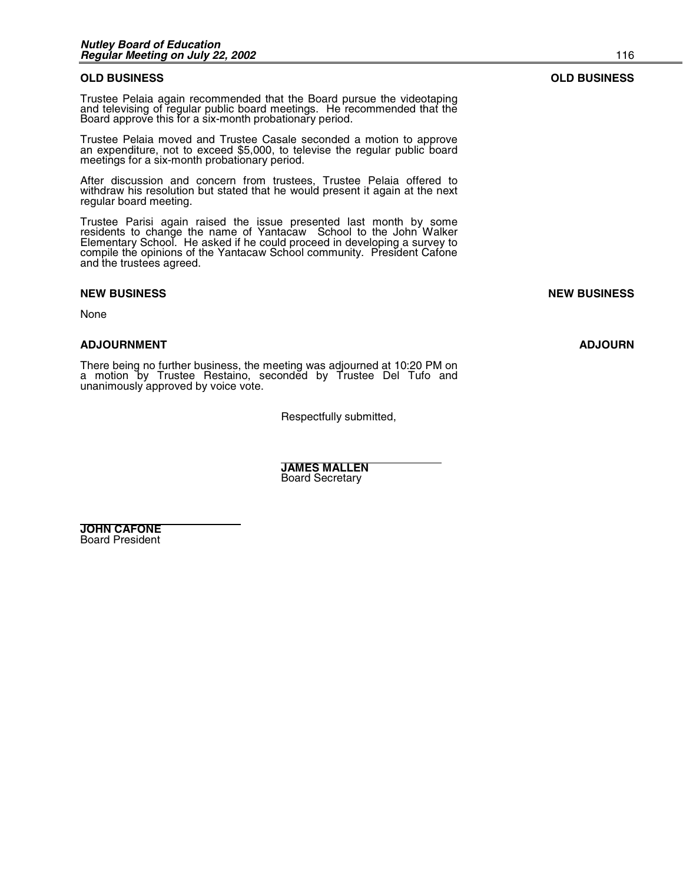## OLD BUSINESS

Trustee Pelaia again recommended that the Board pursue the videotaping and televising of regular public board meetings. He recommended that the Board approve this for a six-month probationary period.

Trustee Pelaia moved and Trustee Casale seconded a motion to approve an expenditure, not to exceed $5,000, to televise the regular public board meetings for a six-month probationary period.

After discussion and concern from trustees, Trustee Pelaia offered to withdraw his resolution but stated that he would present it again at the next regular board meeting.

Trustee Parisi again raised the issue presented last month by some residents to change the name of Yantacaw School to the John Walker Elementary School. He asked if he could proceed in developing a survey to compile the opinions of the Yantacaw School community. President Cafone and the trustees agreed.

## NEW BUSINESS

None

## ADJOURNMENT

There being no further business, the meeting was adjourned at 10:20 PM on a motion by Trustee Restaino, seconded by Trustee Del Tufo and unanimously approved by voice vote.

Respectfully submitted,

**JAMES MALLEN**
Board Secretary

**JOHN CAFONE**
Board President